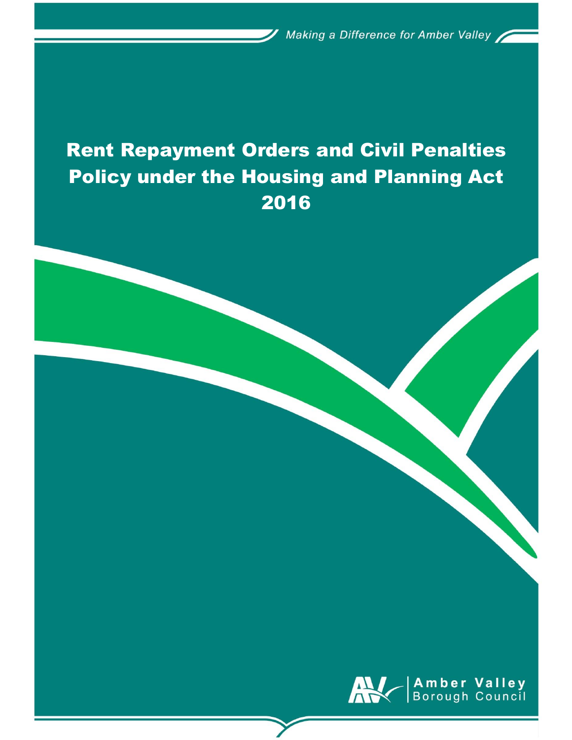*Making a Difference for Amber Valley*

# Rent Repayment Orders and Civil Penalties Policy under the Housing and Planning Act 2016

Amber Valley Borough Council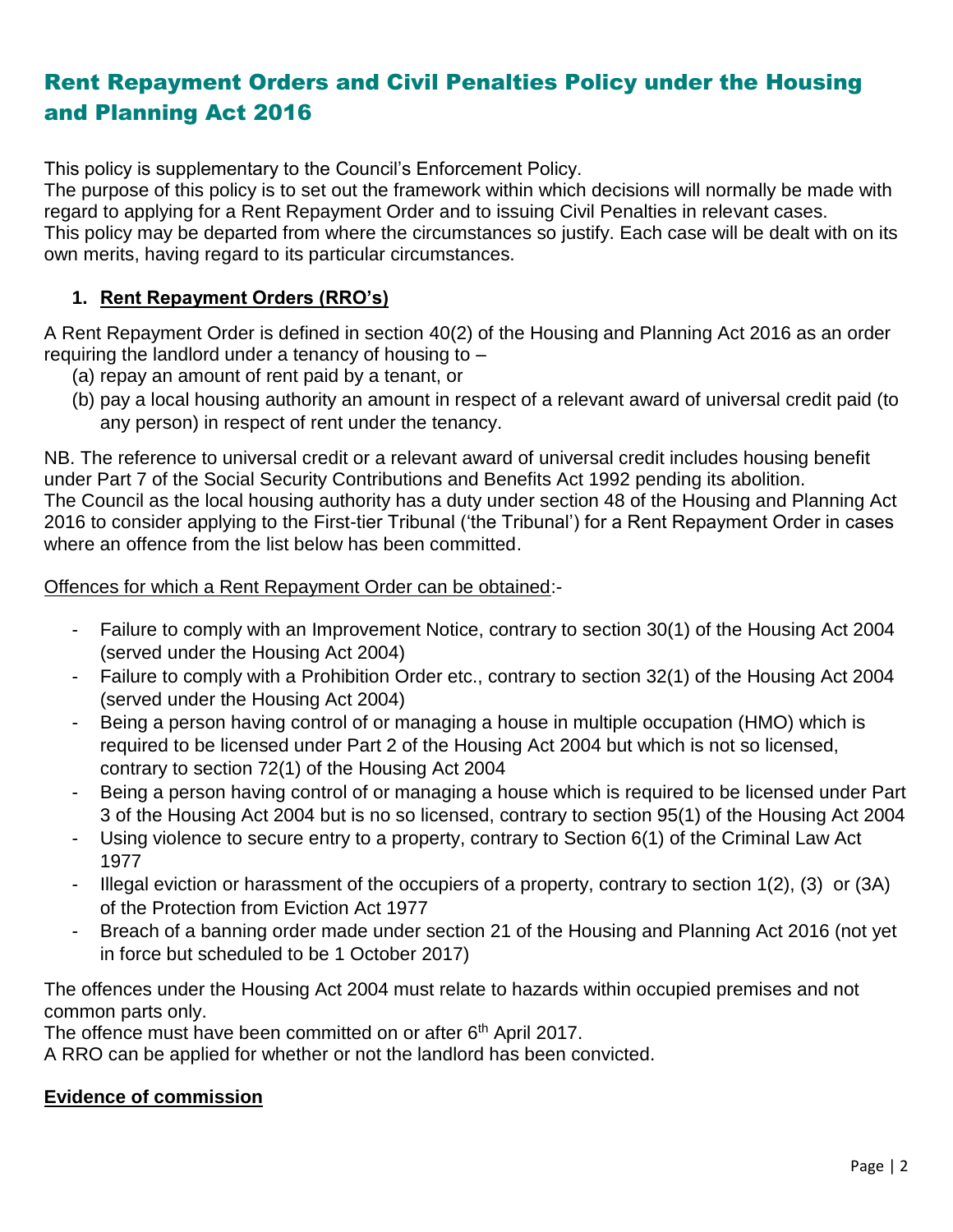// Rendered as a Markdown document

# Rent Repayment Orders and Civil Penalties Policy under the Housing and Planning Act 2016

This policy is supplementary to the Council's Enforcement Policy.
The purpose of this policy is to set out the framework within which decisions will normally be made with regard to applying for a Rent Repayment Order and to issuing Civil Penalties in relevant cases.
This policy may be departed from where the circumstances so justify. Each case will be dealt with on its own merits, having regard to its particular circumstances.

## 1. Rent Repayment Orders (RRO's)

A Rent Repayment Order is defined in section 40(2) of the Housing and Planning Act 2016 as an order requiring the landlord under a tenancy of housing to –

(a) repay an amount of rent paid by a tenant, or
(b) pay a local housing authority an amount in respect of a relevant award of universal credit paid (to any person) in respect of rent under the tenancy.

NB. The reference to universal credit or a relevant award of universal credit includes housing benefit under Part 7 of the Social Security Contributions and Benefits Act 1992 pending its abolition.
The Council as the local housing authority has a duty under section 48 of the Housing and Planning Act 2016 to consider applying to the First-tier Tribunal ('the Tribunal') for a Rent Repayment Order in cases where an offence from the list below has been committed.

Offences for which a Rent Repayment Order can be obtained:-

- Failure to comply with an Improvement Notice, contrary to section 30(1) of the Housing Act 2004 (served under the Housing Act 2004)
- Failure to comply with a Prohibition Order etc., contrary to section 32(1) of the Housing Act 2004 (served under the Housing Act 2004)
- Being a person having control of or managing a house in multiple occupation (HMO) which is required to be licensed under Part 2 of the Housing Act 2004 but which is not so licensed, contrary to section 72(1) of the Housing Act 2004
- Being a person having control of or managing a house which is required to be licensed under Part 3 of the Housing Act 2004 but is no so licensed, contrary to section 95(1) of the Housing Act 2004
- Using violence to secure entry to a property, contrary to Section 6(1) of the Criminal Law Act 1977
- Illegal eviction or harassment of the occupiers of a property, contrary to section 1(2), (3) or (3A) of the Protection from Eviction Act 1977
- Breach of a banning order made under section 21 of the Housing and Planning Act 2016 (not yet in force but scheduled to be 1 October 2017)

The offences under the Housing Act 2004 must relate to hazards within occupied premises and not common parts only.
The offence must have been committed on or after 6th April 2017.
A RRO can be applied for whether or not the landlord has been convicted.

**Evidence of commission**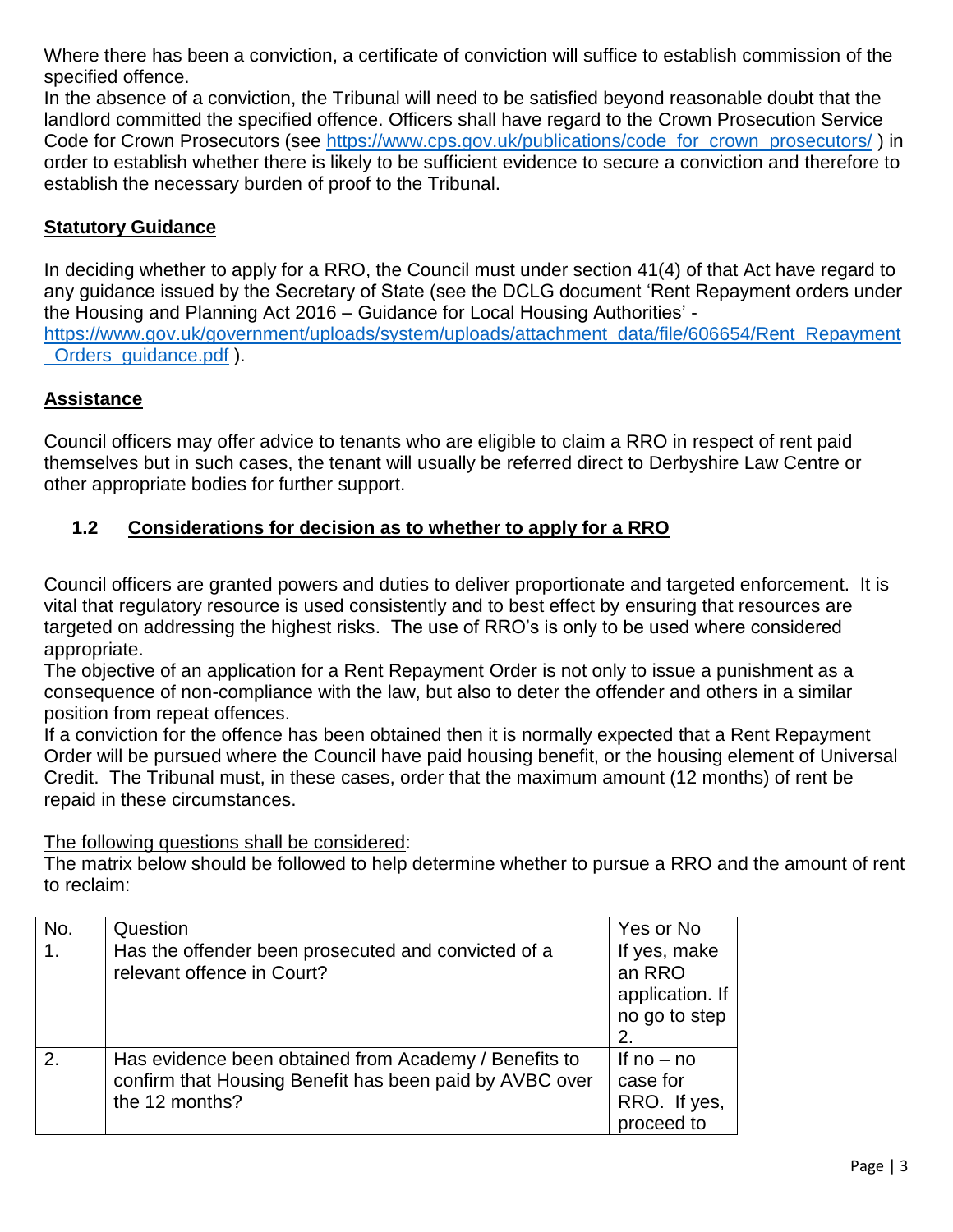Where there has been a conviction, a certificate of conviction will suffice to establish commission of the specified offence.

In the absence of a conviction, the Tribunal will need to be satisfied beyond reasonable doubt that the landlord committed the specified offence. Officers shall have regard to the Crown Prosecution Service Code for Crown Prosecutors (see https://www.cps.gov.uk/publications/code_for_crown_prosecutors/ ) in order to establish whether there is likely to be sufficient evidence to secure a conviction and therefore to establish the necessary burden of proof to the Tribunal.

**Statutory Guidance**

In deciding whether to apply for a RRO, the Council must under section 41(4) of that Act have regard to any guidance issued by the Secretary of State (see the DCLG document 'Rent Repayment orders under the Housing and Planning Act 2016 – Guidance for Local Housing Authorities' - https://www.gov.uk/government/uploads/system/uploads/attachment_data/file/606654/Rent_Repayment_Orders_guidance.pdf ).

**Assistance**

Council officers may offer advice to tenants who are eligible to claim a RRO in respect of rent paid themselves but in such cases, the tenant will usually be referred direct to Derbyshire Law Centre or other appropriate bodies for further support.

## 1.2 Considerations for decision as to whether to apply for a RRO

Council officers are granted powers and duties to deliver proportionate and targeted enforcement. It is vital that regulatory resource is used consistently and to best effect by ensuring that resources are targeted on addressing the highest risks. The use of RRO's is only to be used where considered appropriate.

The objective of an application for a Rent Repayment Order is not only to issue a punishment as a consequence of non-compliance with the law, but also to deter the offender and others in a similar position from repeat offences.

If a conviction for the offence has been obtained then it is normally expected that a Rent Repayment Order will be pursued where the Council have paid housing benefit, or the housing element of Universal Credit. The Tribunal must, in these cases, order that the maximum amount (12 months) of rent be repaid in these circumstances.

The following questions shall be considered:

The matrix below should be followed to help determine whether to pursue a RRO and the amount of rent to reclaim:

| No. | Question | Yes or No |
|---|---|---|
| 1. | Has the offender been prosecuted and convicted of a relevant offence in Court? | If yes, make an RRO application. If no go to step 2. |
| 2. | Has evidence been obtained from Academy / Benefits to confirm that Housing Benefit has been paid by AVBC over the 12 months? | If no – no case for RRO. If yes, proceed to |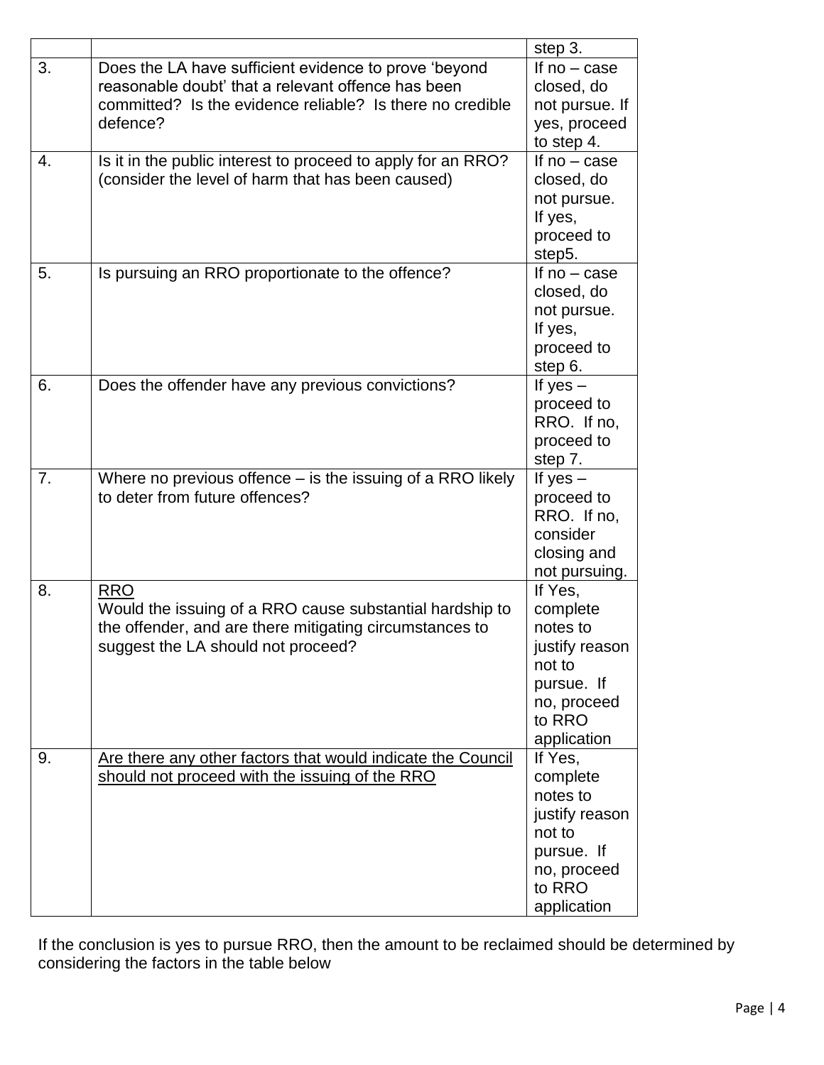| | | |
|---|---|---|
| | | step 3. |
| 3. | Does the LA have sufficient evidence to prove 'beyond reasonable doubt' that a relevant offence has been committed? Is the evidence reliable? Is there no credible defence? | If no – case closed, do not pursue. If yes, proceed to step 4. |
| 4. | Is it in the public interest to proceed to apply for an RRO? (consider the level of harm that has been caused) | If no – case closed, do not pursue. If yes, proceed to step5. |
| 5. | Is pursuing an RRO proportionate to the offence? | If no – case closed, do not pursue. If yes, proceed to step 6. |
| 6. | Does the offender have any previous convictions? | If yes – proceed to RRO. If no, proceed to step 7. |
| 7. | Where no previous offence – is the issuing of a RRO likely to deter from future offences? | If yes – proceed to RRO. If no, consider closing and not pursuing. |
| 8. | <u>RRO</u><br>Would the issuing of a RRO cause substantial hardship to the offender, and are there mitigating circumstances to suggest the LA should not proceed? | If Yes, complete notes to justify reason not to pursue. If no, proceed to RRO application |
| 9. | <u>Are there any other factors that would indicate the Council should not proceed with the issuing of the RRO</u> | If Yes, complete notes to justify reason not to pursue. If no, proceed to RRO application |

If the conclusion is yes to pursue RRO, then the amount to be reclaimed should be determined by considering the factors in the table below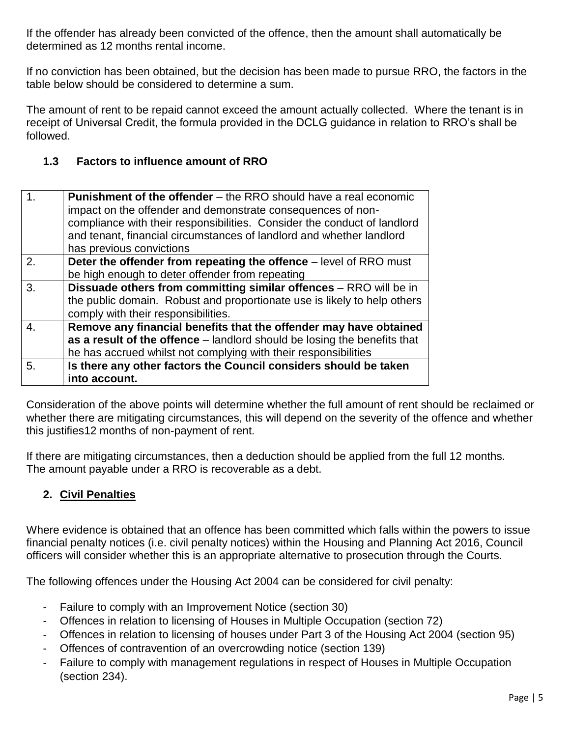If the offender has already been convicted of the offence, then the amount shall automatically be determined as 12 months rental income.

If no conviction has been obtained, but the decision has been made to pursue RRO, the factors in the table below should be considered to determine a sum.

The amount of rent to be repaid cannot exceed the amount actually collected. Where the tenant is in receipt of Universal Credit, the formula provided in the DCLG guidance in relation to RRO's shall be followed.

### 1.3 Factors to influence amount of RRO

| | |
|---|---|
| 1. | **Punishment of the offender** – the RRO should have a real economic impact on the offender and demonstrate consequences of non-compliance with their responsibilities. Consider the conduct of landlord and tenant, financial circumstances of landlord and whether landlord has previous convictions |
| 2. | **Deter the offender from repeating the offence** – level of RRO must be high enough to deter offender from repeating |
| 3. | **Dissuade others from committing similar offences** – RRO will be in the public domain. Robust and proportionate use is likely to help others comply with their responsibilities. |
| 4. | **Remove any financial benefits that the offender may have obtained as a result of the offence** – landlord should be losing the benefits that he has accrued whilst not complying with their responsibilities |
| 5. | **Is there any other factors the Council considers should be taken into account.** |

Consideration of the above points will determine whether the full amount of rent should be reclaimed or whether there are mitigating circumstances, this will depend on the severity of the offence and whether this justifies12 months of non-payment of rent.

If there are mitigating circumstances, then a deduction should be applied from the full 12 months. The amount payable under a RRO is recoverable as a debt.

## 2. Civil Penalties

Where evidence is obtained that an offence has been committed which falls within the powers to issue financial penalty notices (i.e. civil penalty notices) within the Housing and Planning Act 2016, Council officers will consider whether this is an appropriate alternative to prosecution through the Courts.

The following offences under the Housing Act 2004 can be considered for civil penalty:

- Failure to comply with an Improvement Notice (section 30)
- Offences in relation to licensing of Houses in Multiple Occupation (section 72)
- Offences in relation to licensing of houses under Part 3 of the Housing Act 2004 (section 95)
- Offences of contravention of an overcrowding notice (section 139)
- Failure to comply with management regulations in respect of Houses in Multiple Occupation (section 234).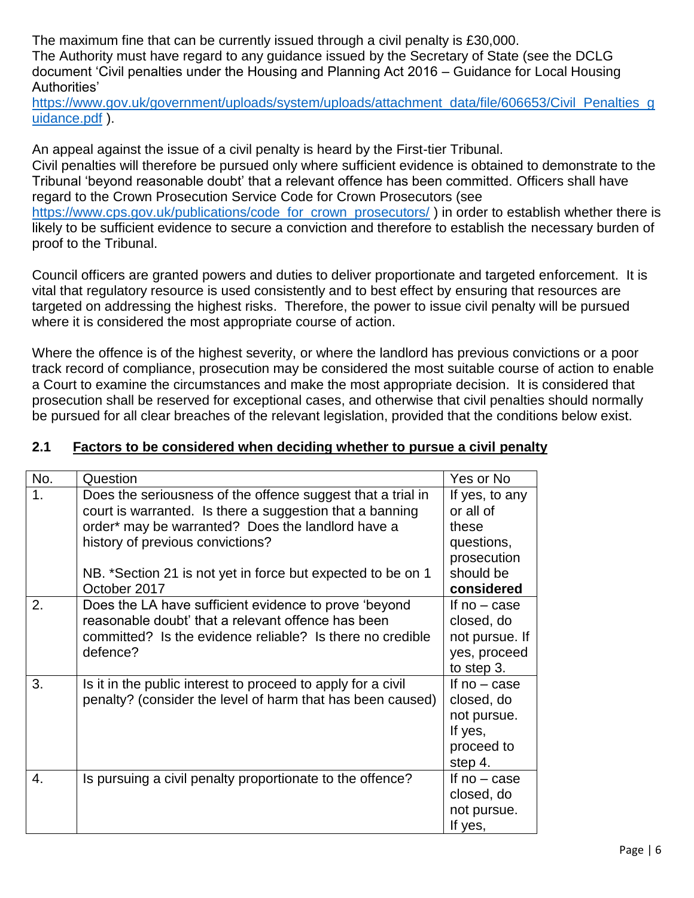The maximum fine that can be currently issued through a civil penalty is £30,000.
The Authority must have regard to any guidance issued by the Secretary of State (see the DCLG document 'Civil penalties under the Housing and Planning Act 2016 – Guidance for Local Housing Authorities'
[https://www.gov.uk/government/uploads/system/uploads/attachment_data/file/606653/Civil_Penalties_guidance.pdf](https://www.gov.uk/government/uploads/system/uploads/attachment_data/file/606653/Civil_Penalties_guidance.pdf) ).

An appeal against the issue of a civil penalty is heard by the First-tier Tribunal.
Civil penalties will therefore be pursued only where sufficient evidence is obtained to demonstrate to the Tribunal 'beyond reasonable doubt' that a relevant offence has been committed. Officers shall have regard to the Crown Prosecution Service Code for Crown Prosecutors (see [https://www.cps.gov.uk/publications/code_for_crown_prosecutors/](https://www.cps.gov.uk/publications/code_for_crown_prosecutors/) ) in order to establish whether there is likely to be sufficient evidence to secure a conviction and therefore to establish the necessary burden of proof to the Tribunal.

Council officers are granted powers and duties to deliver proportionate and targeted enforcement. It is vital that regulatory resource is used consistently and to best effect by ensuring that resources are targeted on addressing the highest risks. Therefore, the power to issue civil penalty will be pursued where it is considered the most appropriate course of action.

Where the offence is of the highest severity, or where the landlord has previous convictions or a poor track record of compliance, prosecution may be considered the most suitable course of action to enable a Court to examine the circumstances and make the most appropriate decision. It is considered that prosecution shall be reserved for exceptional cases, and otherwise that civil penalties should normally be pursued for all clear breaches of the relevant legislation, provided that the conditions below exist.

## 2.1 Factors to be considered when deciding whether to pursue a civil penalty

| No. | Question | Yes or No |
|---|---|---|
| 1. | Does the seriousness of the offence suggest that a trial in court is warranted. Is there a suggestion that a banning order* may be warranted? Does the landlord have a history of previous convictions?<br><br>NB. *Section 21 is not yet in force but expected to be on 1 October 2017 | If yes, to any or all of these questions, prosecution should be **considered** |
| 2. | Does the LA have sufficient evidence to prove 'beyond reasonable doubt' that a relevant offence has been committed? Is the evidence reliable? Is there no credible defence? | If no – case closed, do not pursue. If yes, proceed to step 3. |
| 3. | Is it in the public interest to proceed to apply for a civil penalty? (consider the level of harm that has been caused) | If no – case closed, do not pursue. If yes, proceed to step 4. |
| 4. | Is pursuing a civil penalty proportionate to the offence? | If no – case closed, do not pursue. If yes, |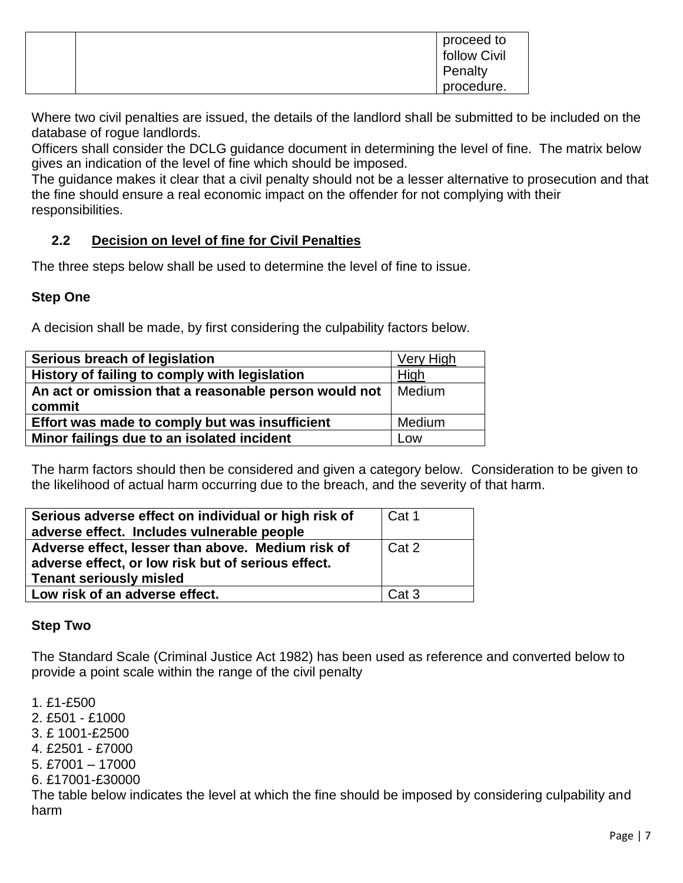| | | proceed to follow Civil Penalty procedure. |
|---|---|---|

Where two civil penalties are issued, the details of the landlord shall be submitted to be included on the database of rogue landlords.

Officers shall consider the DCLG guidance document in determining the level of fine. The matrix below gives an indication of the level of fine which should be imposed.

The guidance makes it clear that a civil penalty should not be a lesser alternative to prosecution and that the fine should ensure a real economic impact on the offender for not complying with their responsibilities.

## 2.2 Decision on level of fine for Civil Penalties

The three steps below shall be used to determine the level of fine to issue.

**Step One**

A decision shall be made, by first considering the culpability factors below.

| **Serious breach of legislation** | Very High |
|---|---|
| **History of failing to comply with legislation** | High |
| **An act or omission that a reasonable person would not commit** | Medium |
| **Effort was made to comply but was insufficient** | Medium |
| **Minor failings due to an isolated incident** | Low |

The harm factors should then be considered and given a category below. Consideration to be given to the likelihood of actual harm occurring due to the breach, and the severity of that harm.

| **Serious adverse effect on individual or high risk of adverse effect. Includes vulnerable people** | Cat 1 |
|---|---|
| **Adverse effect, lesser than above. Medium risk of adverse effect, or low risk but of serious effect. Tenant seriously misled** | Cat 2 |
| **Low risk of an adverse effect.** | Cat 3 |

**Step Two**

The Standard Scale (Criminal Justice Act 1982) has been used as reference and converted below to provide a point scale within the range of the civil penalty

1. £1-£500
2. £501 - £1000
3. £ 1001-£2500
4. £2501 - £7000
5. £7001 – 17000
6. £17001-£30000

The table below indicates the level at which the fine should be imposed by considering culpability and harm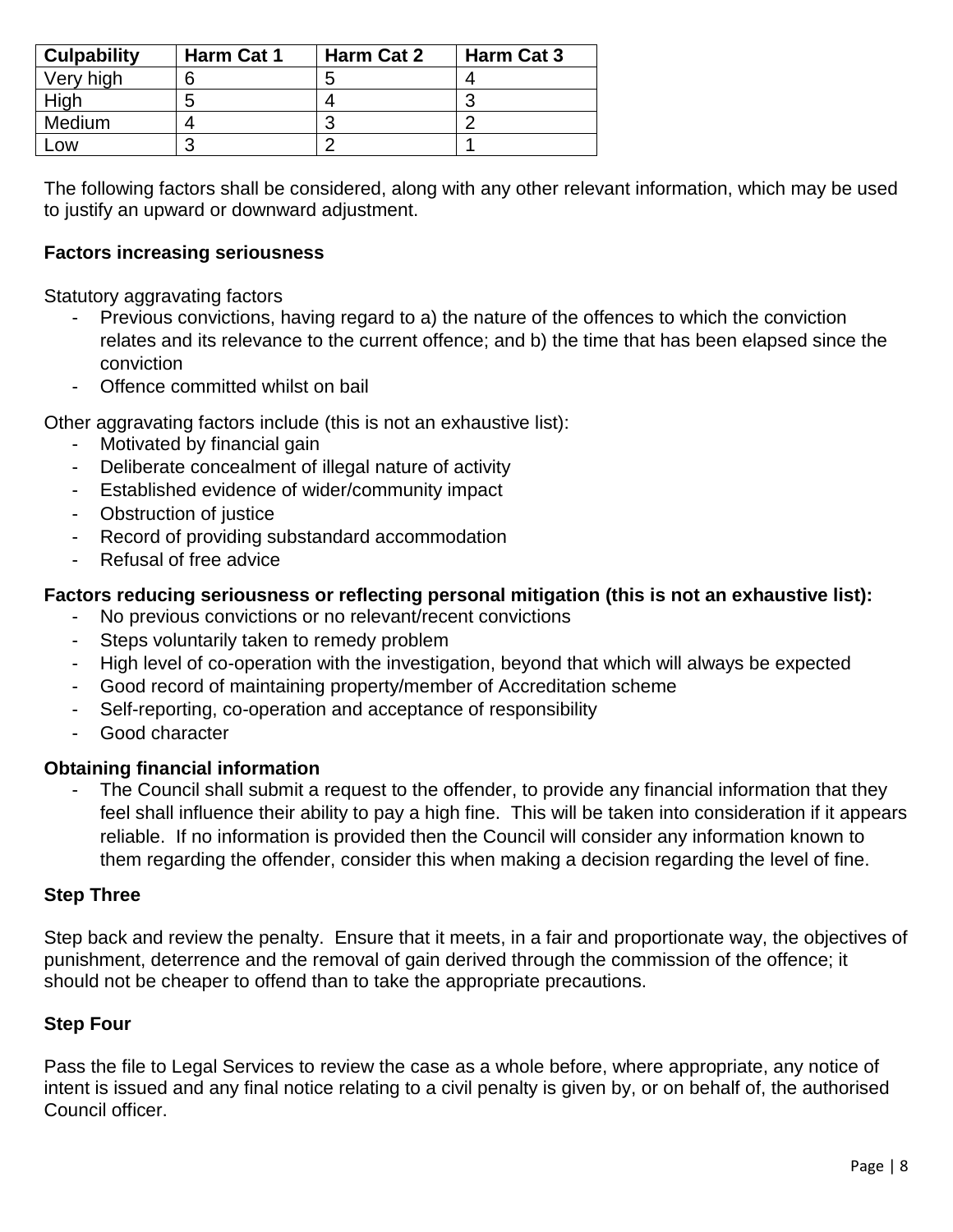| Culpability | Harm Cat 1 | Harm Cat 2 | Harm Cat 3 |
|---|---|---|---|
| Very high | 6 | 5 | 4 |
| High | 5 | 4 | 3 |
| Medium | 4 | 3 | 2 |
| Low | 3 | 2 | 1 |

The following factors shall be considered, along with any other relevant information, which may be used to justify an upward or downward adjustment.

**Factors increasing seriousness**

Statutory aggravating factors

- Previous convictions, having regard to a) the nature of the offences to which the conviction relates and its relevance to the current offence; and b) the time that has been elapsed since the conviction
- Offence committed whilst on bail

Other aggravating factors include (this is not an exhaustive list):

- Motivated by financial gain
- Deliberate concealment of illegal nature of activity
- Established evidence of wider/community impact
- Obstruction of justice
- Record of providing substandard accommodation
- Refusal of free advice

**Factors reducing seriousness or reflecting personal mitigation (this is not an exhaustive list):**

- No previous convictions or no relevant/recent convictions
- Steps voluntarily taken to remedy problem
- High level of co-operation with the investigation, beyond that which will always be expected
- Good record of maintaining property/member of Accreditation scheme
- Self-reporting, co-operation and acceptance of responsibility
- Good character

**Obtaining financial information**

- The Council shall submit a request to the offender, to provide any financial information that they feel shall influence their ability to pay a high fine. This will be taken into consideration if it appears reliable. If no information is provided then the Council will consider any information known to them regarding the offender, consider this when making a decision regarding the level of fine.

**Step Three**

Step back and review the penalty. Ensure that it meets, in a fair and proportionate way, the objectives of punishment, deterrence and the removal of gain derived through the commission of the offence; it should not be cheaper to offend than to take the appropriate precautions.

**Step Four**

Pass the file to Legal Services to review the case as a whole before, where appropriate, any notice of intent is issued and any final notice relating to a civil penalty is given by, or on behalf of, the authorised Council officer.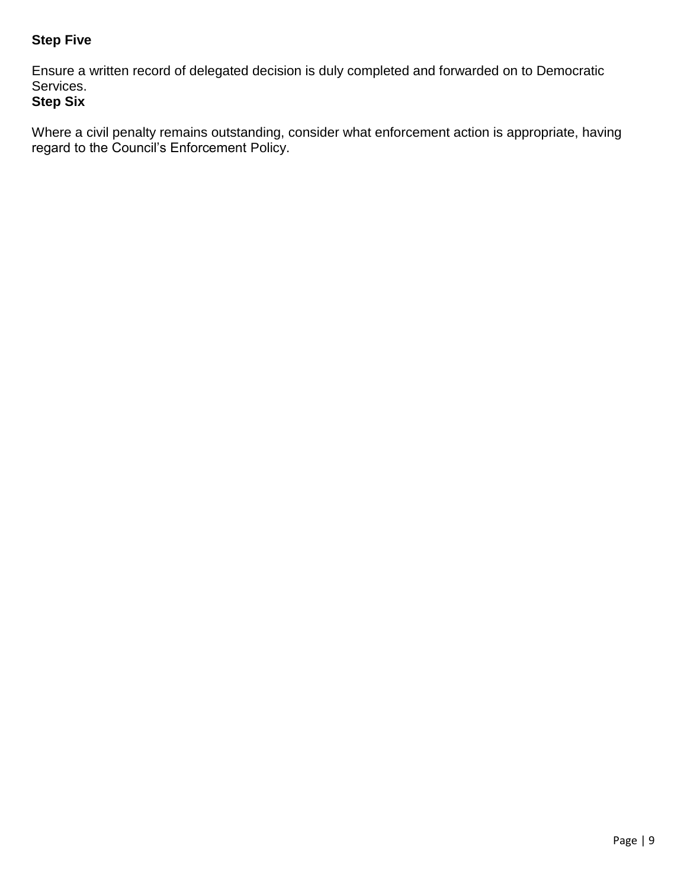**Step Five**

Ensure a written record of delegated decision is duly completed and forwarded on to Democratic Services.

**Step Six**

Where a civil penalty remains outstanding, consider what enforcement action is appropriate, having regard to the Council's Enforcement Policy.